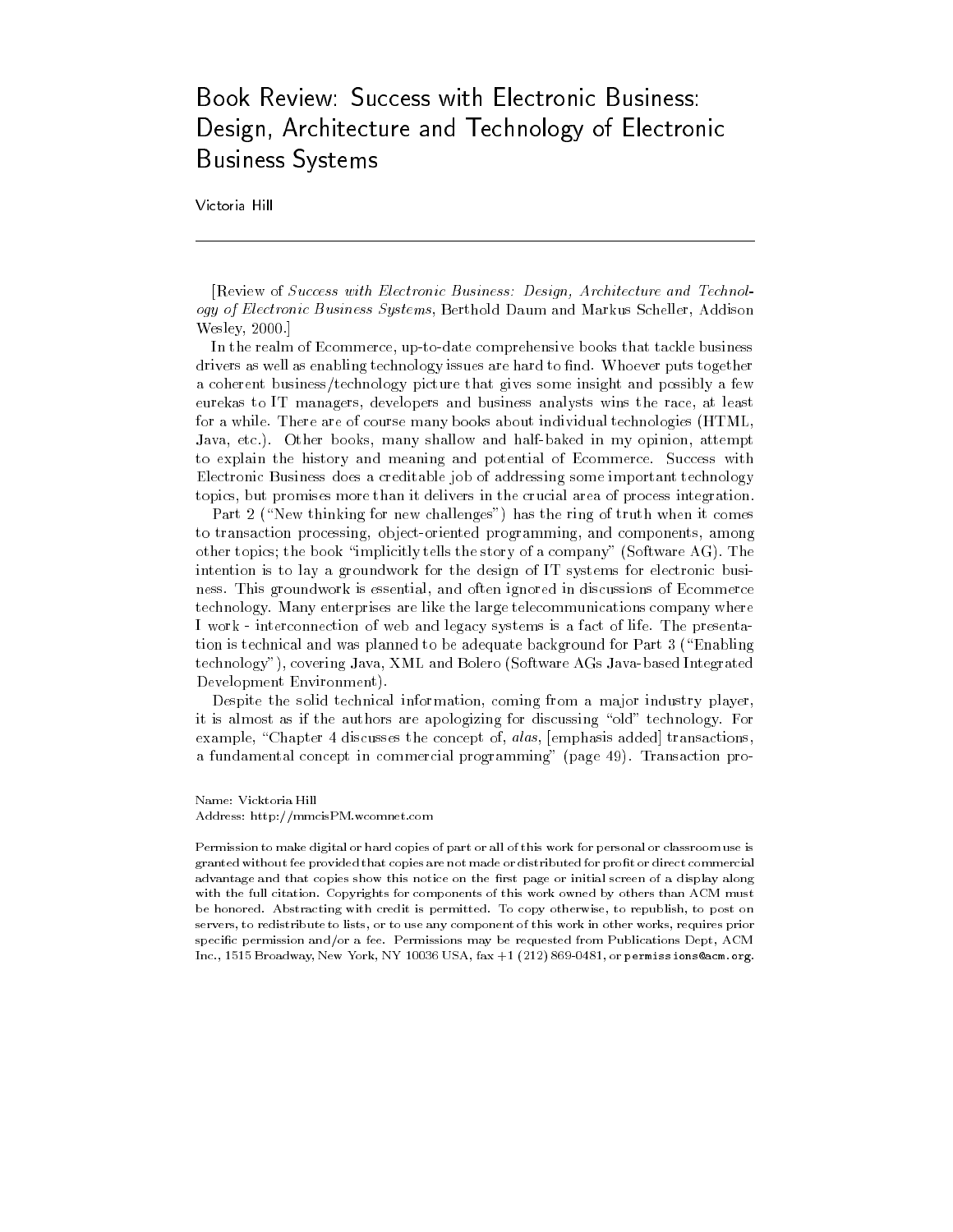# Book Review: Success with Electronic Business: Design, Architecture and Technology of Electronic Business Systems

Victoria Hill

---

[Review of *Success with Electronic Business: Design, Architecture and Technology of Electronic Business Systems*, Berthold Daum and Markus Scheller, Addison Wesley, 2000.]

In the realm of Ecommerce, up-to-date comprehensive books that tackle business drivers as well as enabling technology issues are hard to find. Whoever puts together a coherent business/technology picture that gives some insight and possibly a few eurekas to IT managers, developers and business analysts wins the race, at least for a while. There are of course many books about individual technologies (HTML, Java, etc.). Other books, many shallow and half-baked in my opinion, attempt to explain the history and meaning and potential of Ecommerce. Success with Electronic Business does a creditable job of addressing some important technology topics, but promises more than it delivers in the crucial area of process integration.

Part 2 ("New thinking for new challenges") has the ring of truth when it comes to transaction processing, object-oriented programming, and components, among other topics; the book "implicitly tells the story of a company" (Software AG). The intention is to lay a groundwork for the design of IT systems for electronic business. This groundwork is essential, and often ignored in discussions of Ecommerce technology. Many enterprises are like the large telecommunications company where I work - interconnection of web and legacy systems is a fact of life. The presentation is technical and was planned to be adequate background for Part 3 ("Enabling technology"), covering Java, XML and Bolero (Software AGs Java-based Integrated Development Environment).

Despite the solid technical information, coming from a major industry player, it is almost as if the authors are apologizing for discussing "old" technology. For example, "Chapter 4 discusses the concept of, *alas*, [emphasis added] transactions, a fundamental concept in commercial programming" (page 49). Transaction pro-

Name: Vicktoria Hill
Address: http://mmcisPM.wcomnet.com

Permission to make digital or hard copies of part or all of this work for personal or classroom use is granted without fee provided that copies are not made or distributed for profit or direct commercial advantage and that copies show this notice on the first page or initial screen of a display along with the full citation. Copyrights for components of this work owned by others than ACM must be honored. Abstracting with credit is permitted. To copy otherwise, to republish, to post on servers, to redistribute to lists, or to use any component of this work in other works, requires prior specific permission and/or a fee. Permissions may be requested from Publications Dept, ACM Inc., 1515 Broadway, New York, NY 10036 USA, fax +1 (212) 869-0481, or permissions@acm.org.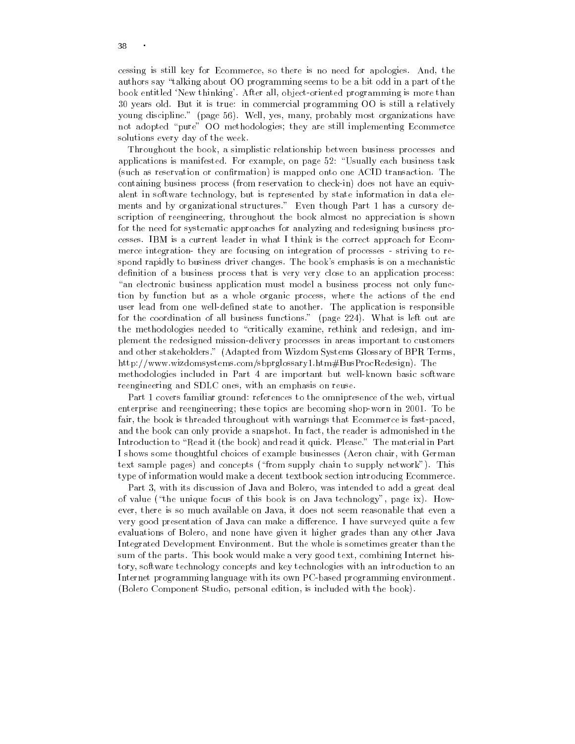cessing is still key for Ecommerce, so there is no need for apologies. And, the authors say "talking about OO programming seems to be a bit odd in a part of the book entitled 'New thinking'. After all, object-oriented programming is more than 30 years old. But it is true: in commercial programming OO is still a relatively young discipline." (page 56). Well, yes, many, probably most organizations have not adopted "pure" OO methodologies; they are still implementing Ecommerce solutions every day of the week.

Throughout the book, a simplistic relationship between business processes and applications is manifested. For example, on page 52: "Usually each business task (such as reservation or confirmation) is mapped onto one ACID transaction. The containing business process (from reservation to check-in) does not have an equivalent in software technology, but is represented by state information in data elements and by organizational structures." Even though Part 1 has a cursory description of reengineering, throughout the book almost no appreciation is shown for the need for systematic approaches for analyzing and redesigning business processes. IBM is a current leader in what I think is the correct approach for Ecommerce integration- they are focusing on integration of processes - striving to respond rapidly to business driver changes. The book's emphasis is on a mechanistic definition of a business process that is very very close to an application process: "an electronic business application must model a business process not only function by function but as a whole organic process, where the actions of the end user lead from one well-defined state to another. The application is responsible for the coordination of all business functions." (page 224). What is left out are the methodologies needed to "critically examine, rethink and redesign, and implement the redesigned mission-delivery processes in areas important to customers and other stakeholders." (Adapted from Wizdom Systems Glossary of BPR Terms, http://www.wizdomsystems.com/sbprglossary1.htm#BusProcRedesign). The methodologies included in Part 4 are important but well-known basic software reengineering and SDLC ones, with an emphasis on reuse.

Part 1 covers familiar ground: references to the omnipresence of the web, virtual enterprise and reengineering; these topics are becoming shop-worn in 2001. To be fair, the book is threaded throughout with warnings that Ecommerce is fast-paced, and the book can only provide a snapshot. In fact, the reader is admonished in the Introduction to "Read it (the book) and read it quick. Please." The material in Part I shows some thoughtful choices of example businesses (Aeron chair, with German text sample pages) and concepts ("from supply chain to supply network"). This type of information would make a decent textbook section introducing Ecommerce.

Part 3, with its discussion of Java and Bolero, was intended to add a great deal of value ("the unique focus of this book is on Java technology", page ix). However, there is so much available on Java, it does not seem reasonable that even a very good presentation of Java can make a difference. I have surveyed quite a few evaluations of Bolero, and none have given it higher grades than any other Java Integrated Development Environment. But the whole is sometimes greater than the sum of the parts. This book would make a very good text, combining Internet history, software technology concepts and key technologies with an introduction to an Internet programming language with its own PC-based programming environment. (Bolero Component Studio, personal edition, is included with the book).